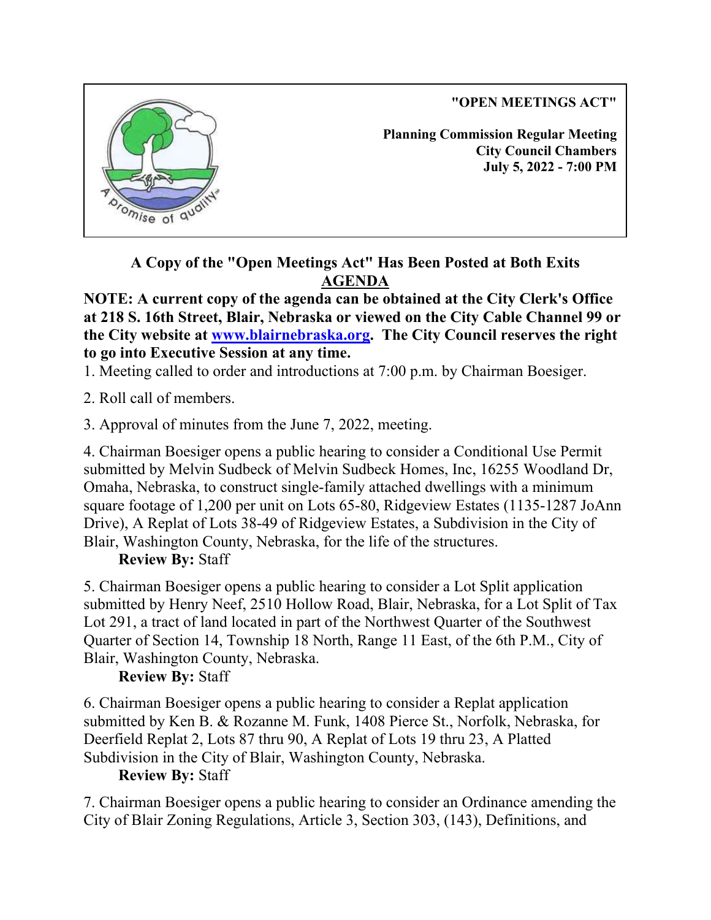**"OPEN MEETINGS ACT"**

**Planning Commission Regular Meeting**
**City Council Chambers**
**July 5, 2022 - 7:00 PM**

**A Copy of the "Open Meetings Act" Has Been Posted at Both Exits**

**AGENDA**

**NOTE: A current copy of the agenda can be obtained at the City Clerk's Office at 218 S. 16th Street, Blair, Nebraska or viewed on the City Cable Channel 99 or the City website at [www.blairnebraska.org](http://www.blairnebraska.org). The City Council reserves the right to go into Executive Session at any time.**

1. Meeting called to order and introductions at 7:00 p.m. by Chairman Boesiger.

2. Roll call of members.

3. Approval of minutes from the June 7, 2022, meeting.

4. Chairman Boesiger opens a public hearing to consider a Conditional Use Permit submitted by Melvin Sudbeck of Melvin Sudbeck Homes, Inc, 16255 Woodland Dr, Omaha, Nebraska, to construct single-family attached dwellings with a minimum square footage of 1,200 per unit on Lots 65-80, Ridgeview Estates (1135-1287 JoAnn Drive), A Replat of Lots 38-49 of Ridgeview Estates, a Subdivision in the City of Blair, Washington County, Nebraska, for the life of the structures.

    **Review By:** Staff

5. Chairman Boesiger opens a public hearing to consider a Lot Split application submitted by Henry Neef, 2510 Hollow Road, Blair, Nebraska, for a Lot Split of Tax Lot 291, a tract of land located in part of the Northwest Quarter of the Southwest Quarter of Section 14, Township 18 North, Range 11 East, of the 6th P.M., City of Blair, Washington County, Nebraska.

    **Review By:** Staff

6. Chairman Boesiger opens a public hearing to consider a Replat application submitted by Ken B. & Rozanne M. Funk, 1408 Pierce St., Norfolk, Nebraska, for Deerfield Replat 2, Lots 87 thru 90, A Replat of Lots 19 thru 23, A Platted Subdivision in the City of Blair, Washington County, Nebraska.

    **Review By:** Staff

7. Chairman Boesiger opens a public hearing to consider an Ordinance amending the City of Blair Zoning Regulations, Article 3, Section 303, (143), Definitions, and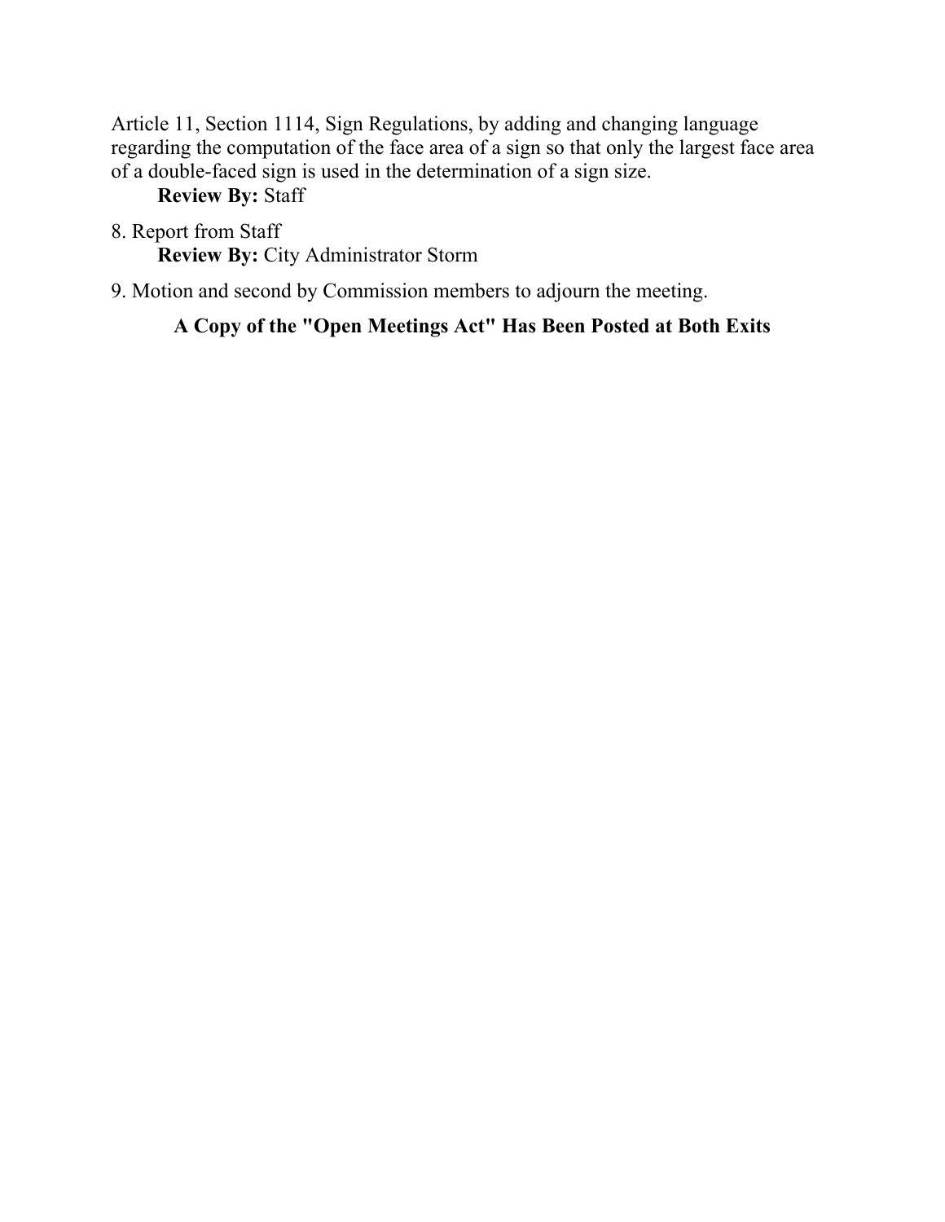Article 11, Section 1114, Sign Regulations, by adding and changing language regarding the computation of the face area of a sign so that only the largest face area of a double-faced sign is used in the determination of a sign size.

**Review By:** Staff

8. Report from Staff

   **Review By:** City Administrator Storm

9. Motion and second by Commission members to adjourn the meeting.

**A Copy of the "Open Meetings Act" Has Been Posted at Both Exits**